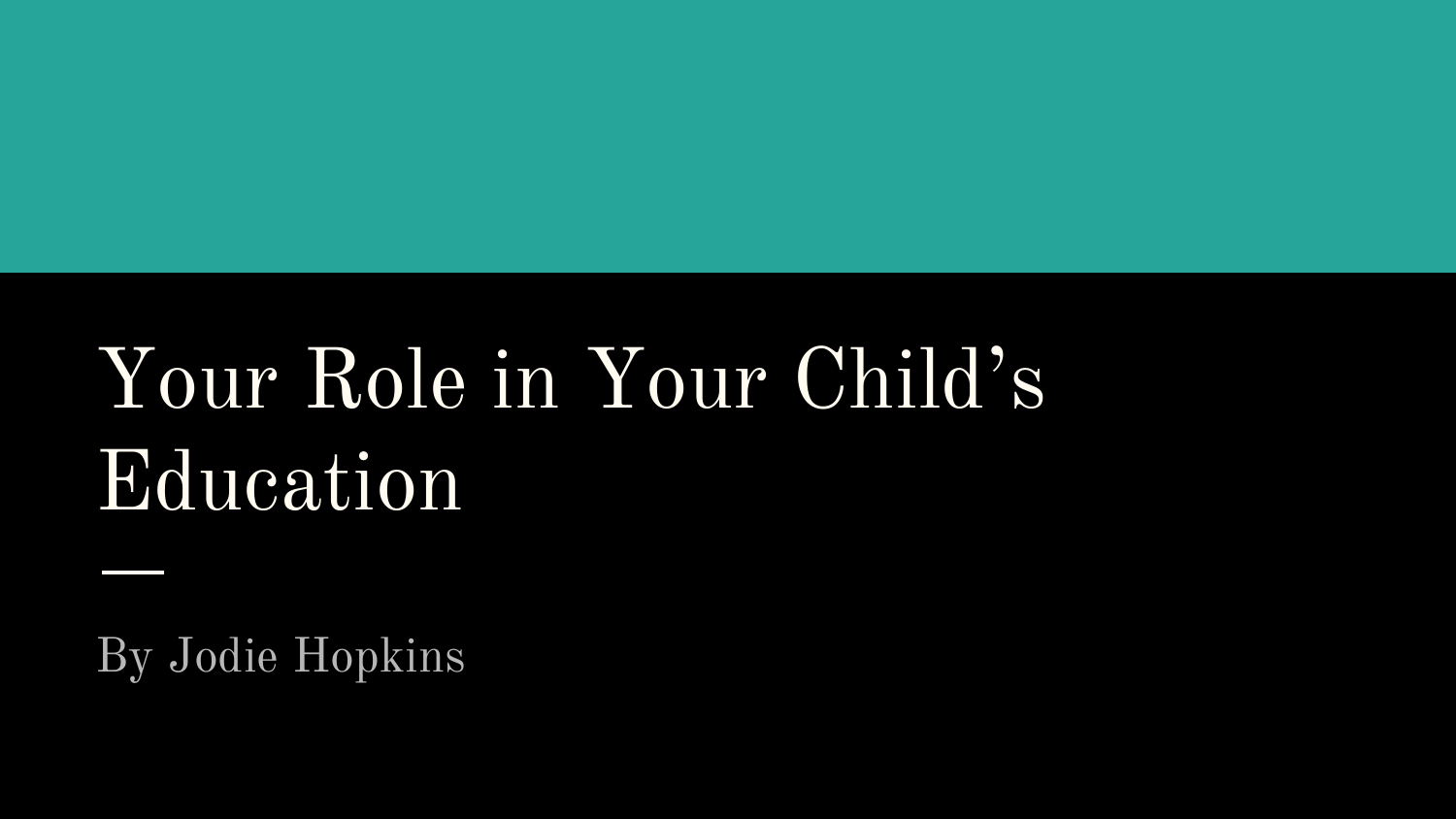# Your Role in Your Child's Education

By Jodie Hopkins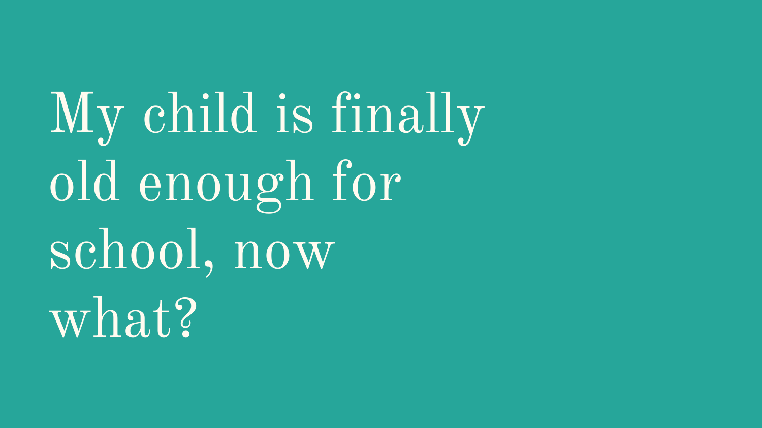# My child is finally old enough for school, now what?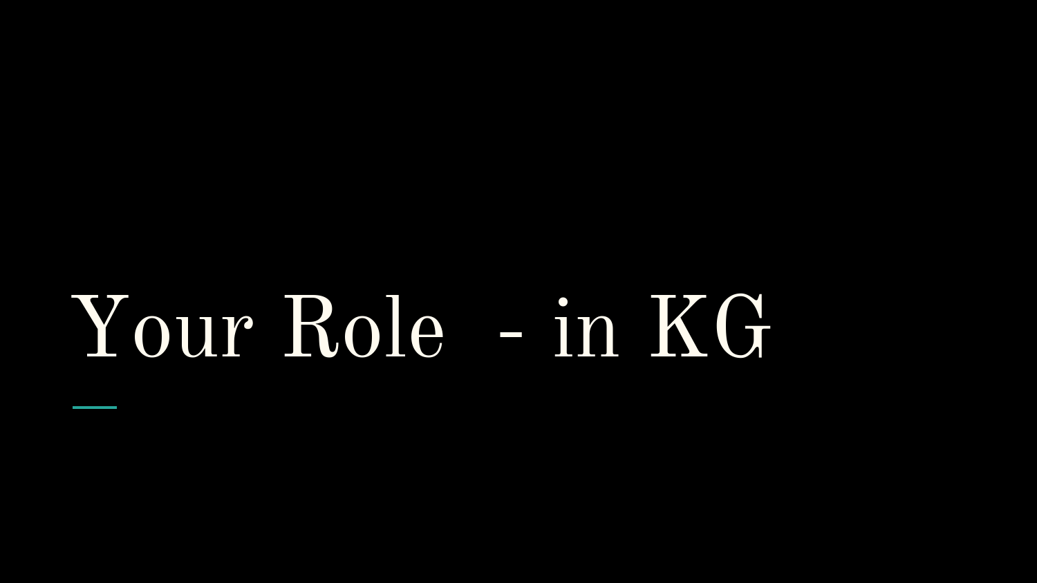# Your Role  - in KG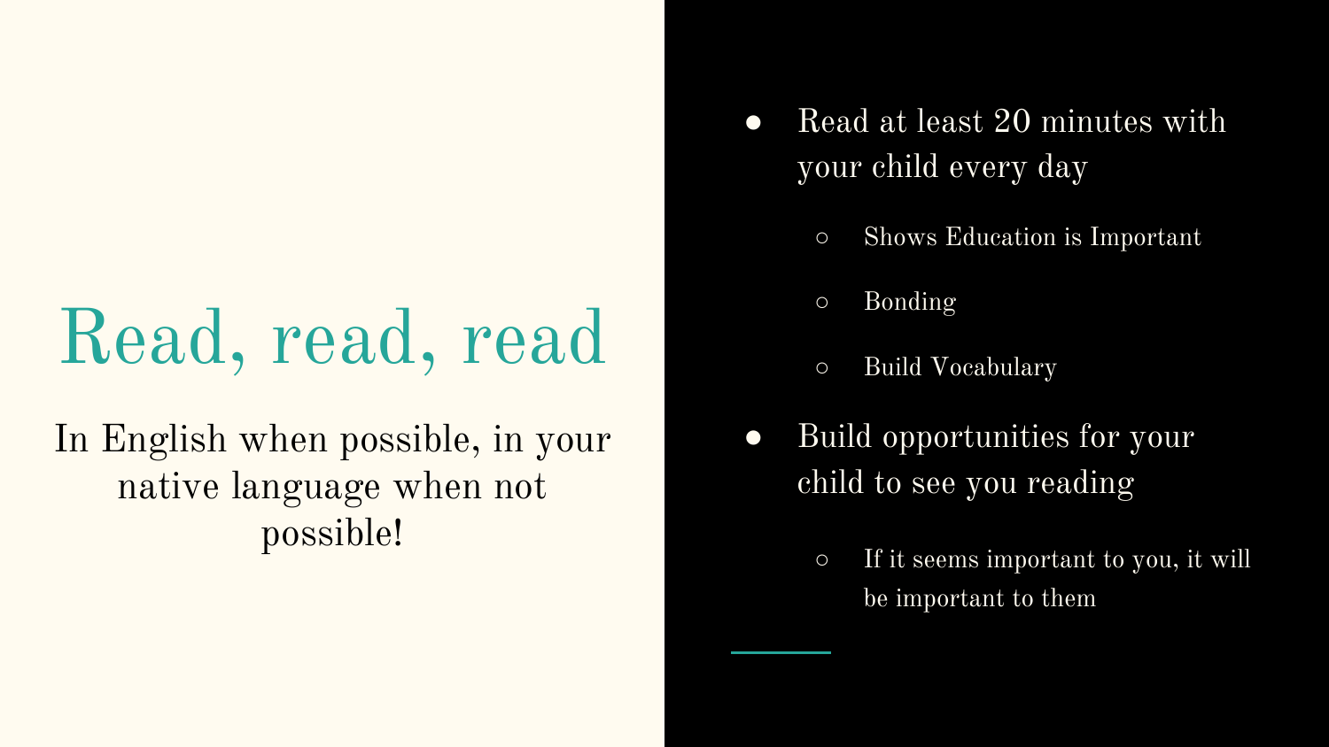# Read, read, read

In English when possible, in your native language when not possible!

- Read at least 20 minutes with your child every day
  - Shows Education is Important
  - Bonding
  - Build Vocabulary
- Build opportunities for your child to see you reading
  - If it seems important to you, it will be important to them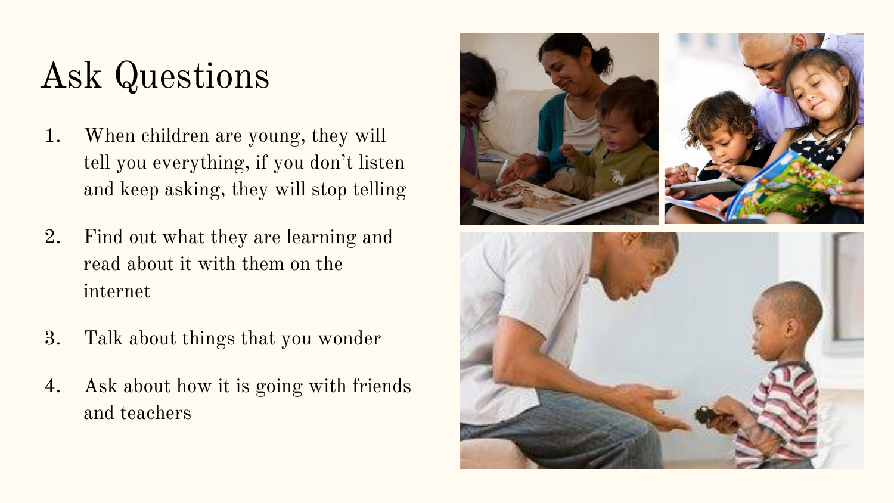# Ask Questions

1. When children are young, they will tell you everything, if you don't listen and keep asking, they will stop telling
2. Find out what they are learning and read about it with them on the internet
3. Talk about things that you wonder
4. Ask about how it is going with friends and teachers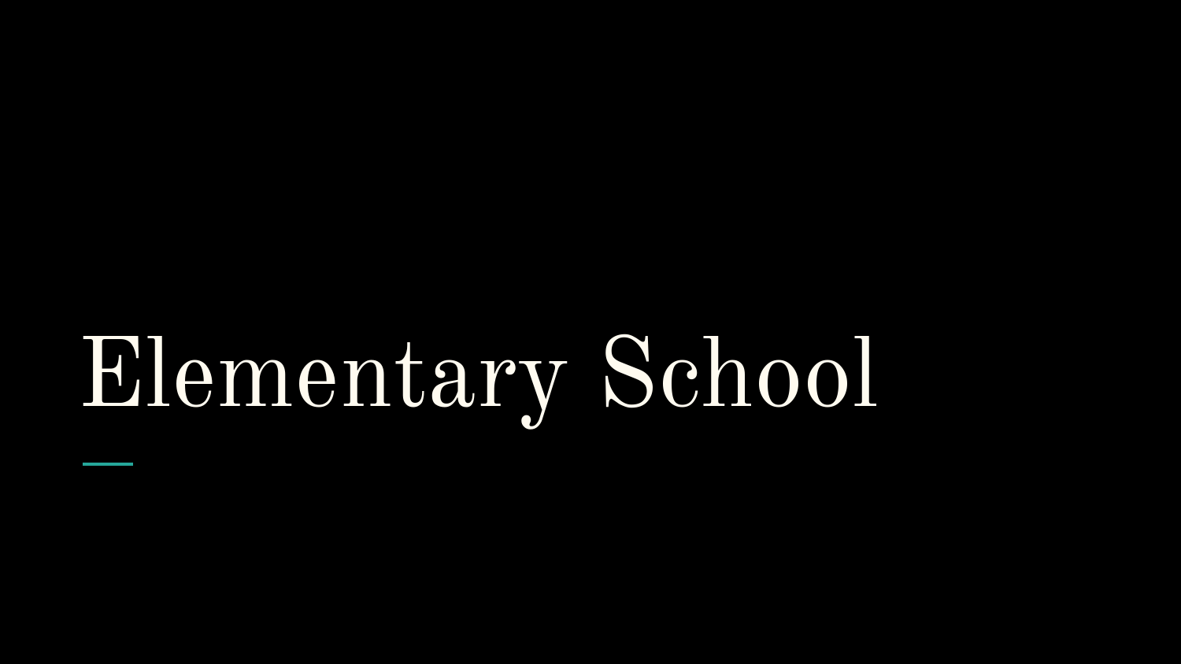# Elementary School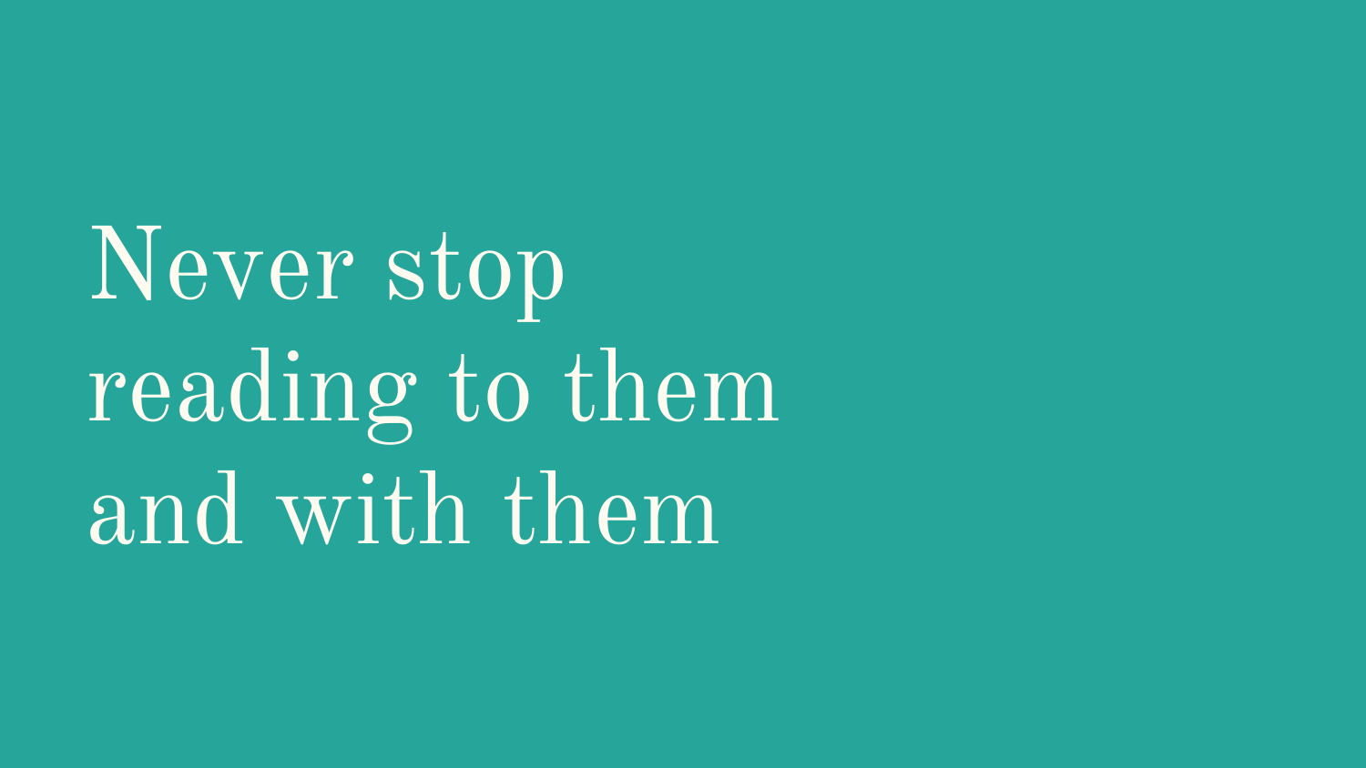# Never stop reading to them and with them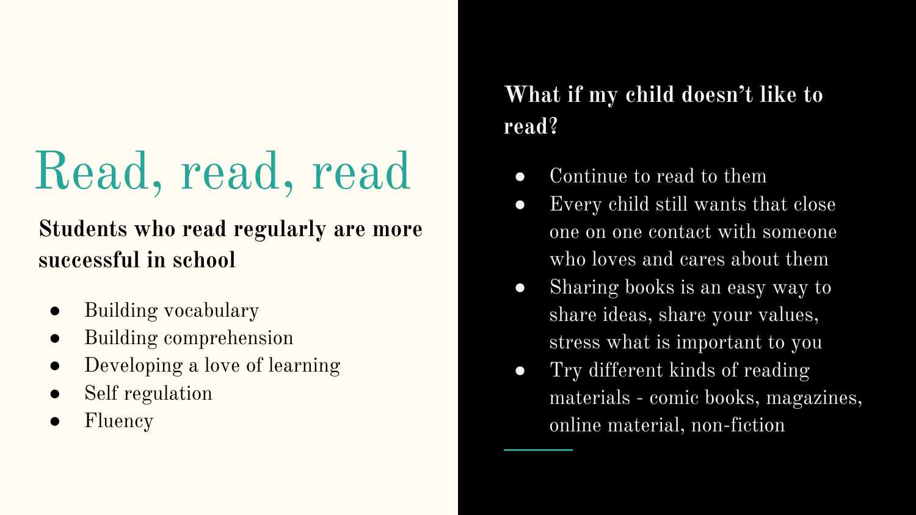# Read, read, read

**Students who read regularly are more successful in school**

- Building vocabulary
- Building comprehension
- Developing a love of learning
- Self regulation
- Fluency

**What if my child doesn't like to read?**

- Continue to read to them
- Every child still wants that close one on one contact with someone who loves and cares about them
- Sharing books is an easy way to share ideas, share your values, stress what is important to you
- Try different kinds of reading materials - comic books, magazines, online material, non-fiction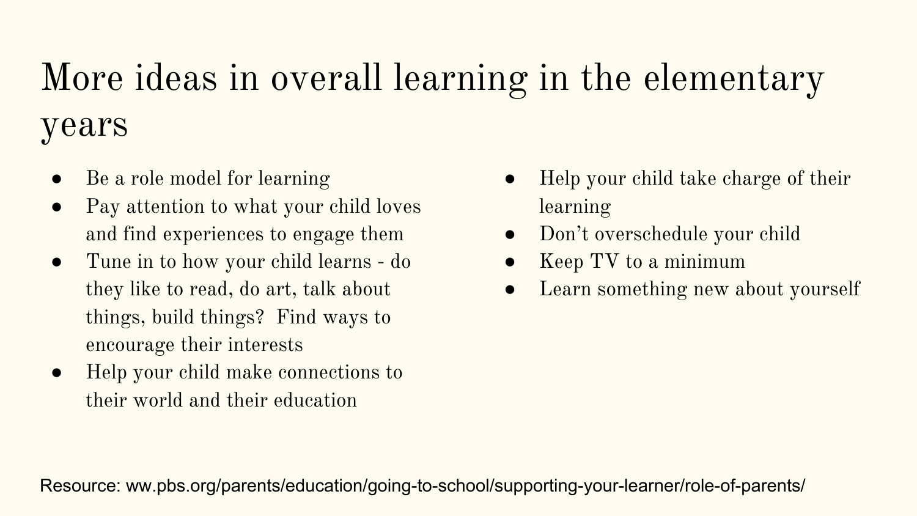# More ideas in overall learning in the elementary years

- Be a role model for learning
- Pay attention to what your child loves and find experiences to engage them
- Tune in to how your child learns - do they like to read, do art, talk about things, build things? Find ways to encourage their interests
- Help your child make connections to their world and their education
- Help your child take charge of their learning
- Don't overschedule your child
- Keep TV to a minimum
- Learn something new about yourself

Resource: ww.pbs.org/parents/education/going-to-school/supporting-your-learner/role-of-parents/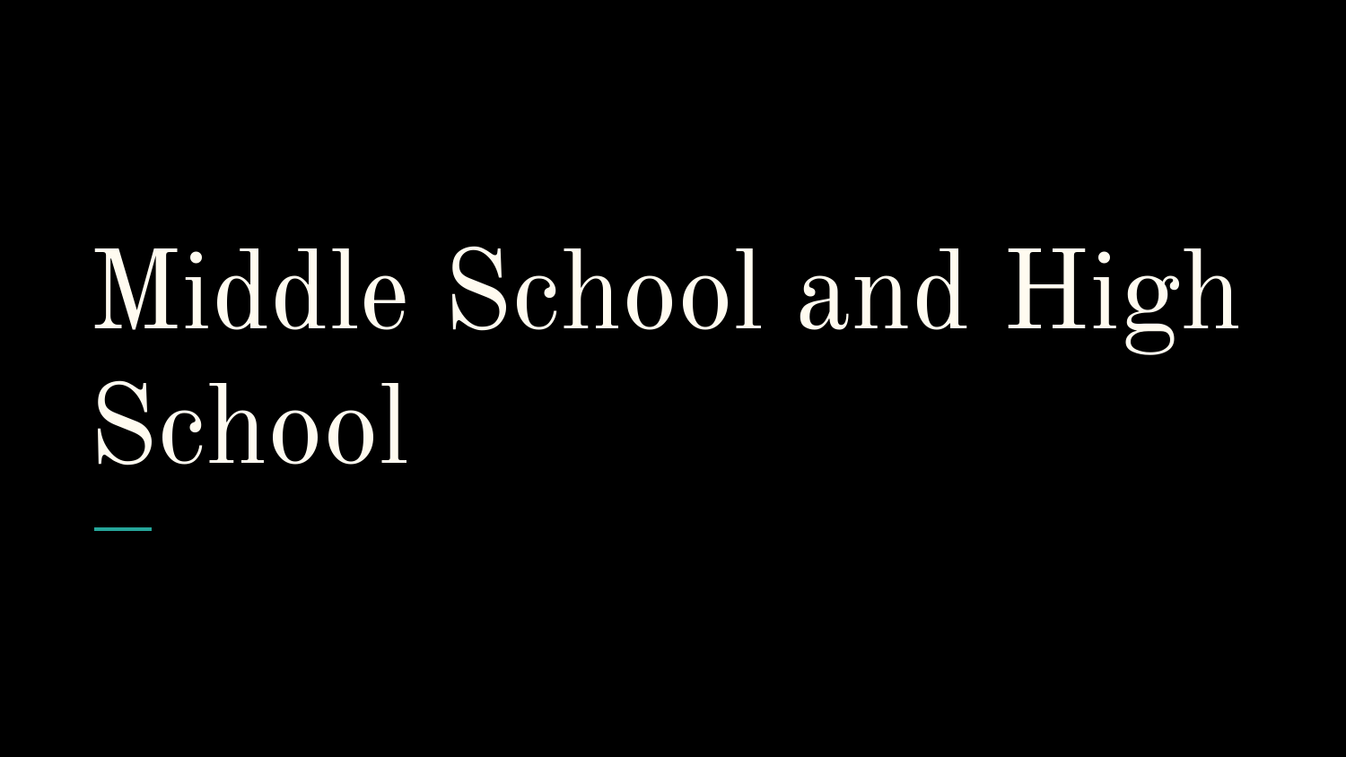# Middle School and High School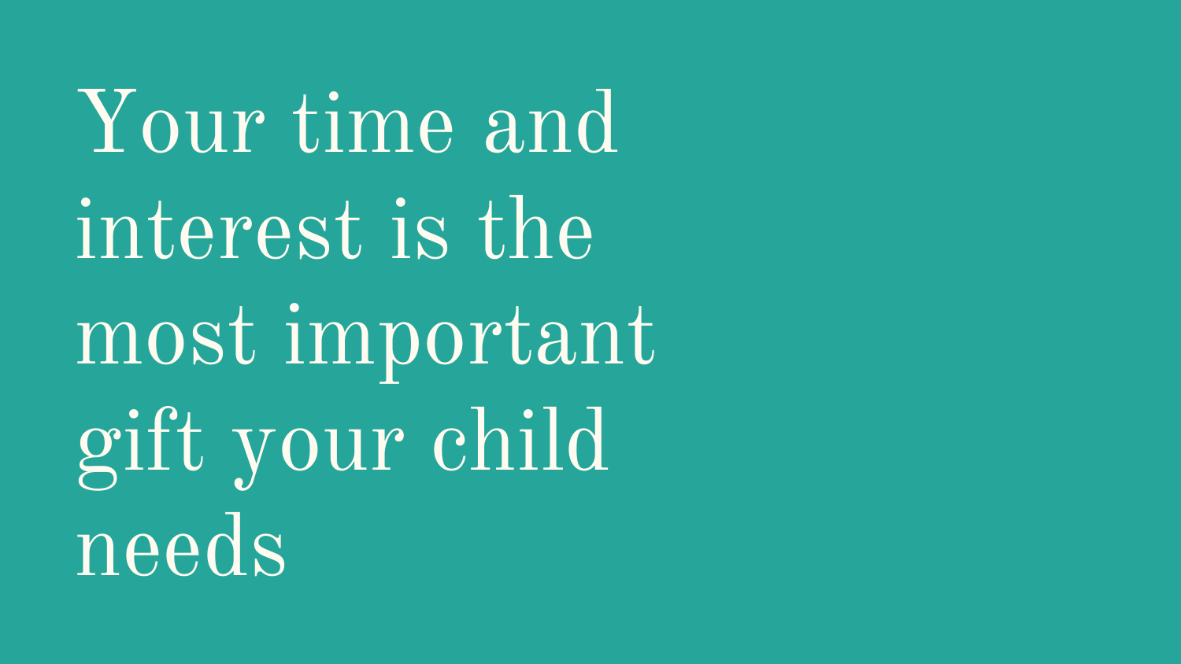# Your time and interest is the most important gift your child needs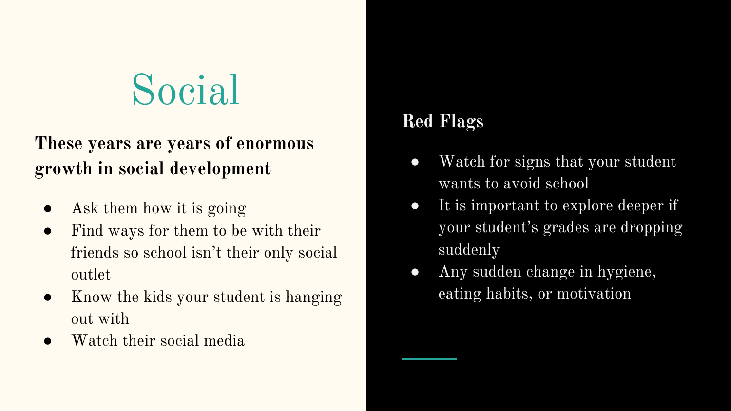# Social

**These years are years of enormous growth in social development**

- Ask them how it is going
- Find ways for them to be with their friends so school isn't their only social outlet
- Know the kids your student is hanging out with
- Watch their social media

**Red Flags**

- Watch for signs that your student wants to avoid school
- It is important to explore deeper if your student's grades are dropping suddenly
- Any sudden change in hygiene, eating habits, or motivation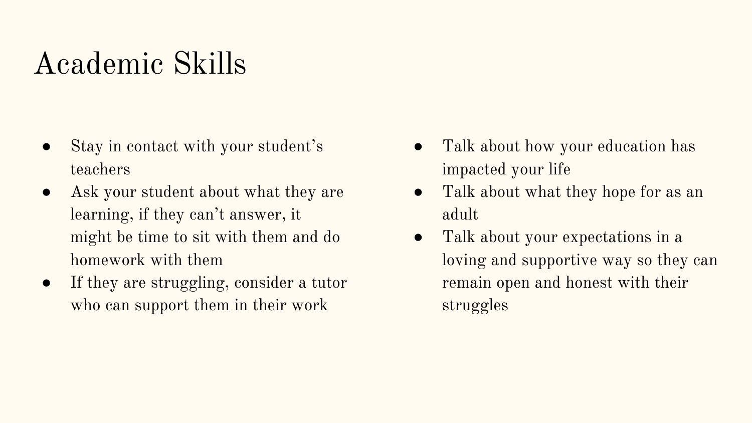# Academic Skills

- Stay in contact with your student's teachers
- Ask your student about what they are learning, if they can't answer, it might be time to sit with them and do homework with them
- If they are struggling, consider a tutor who can support them in their work
- Talk about how your education has impacted your life
- Talk about what they hope for as an adult
- Talk about your expectations in a loving and supportive way so they can remain open and honest with their struggles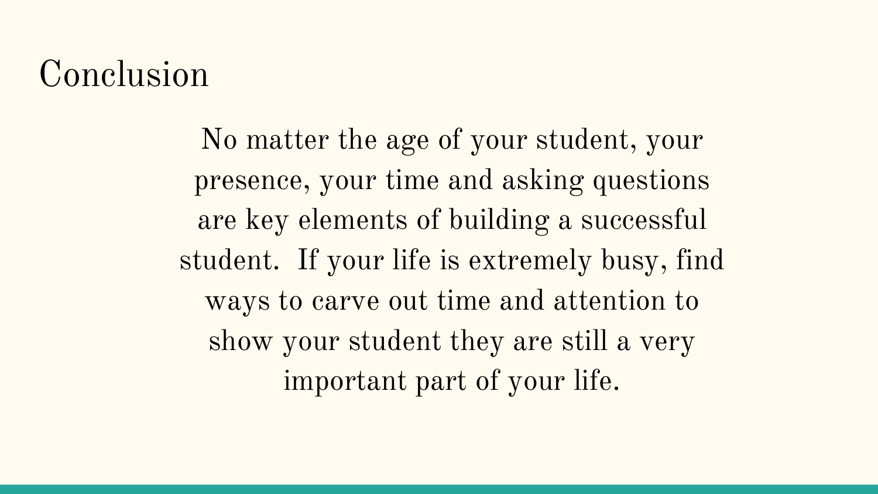# Conclusion

No matter the age of your student, your presence, your time and asking questions are key elements of building a successful student.  If your life is extremely busy, find ways to carve out time and attention to show your student they are still a very important part of your life.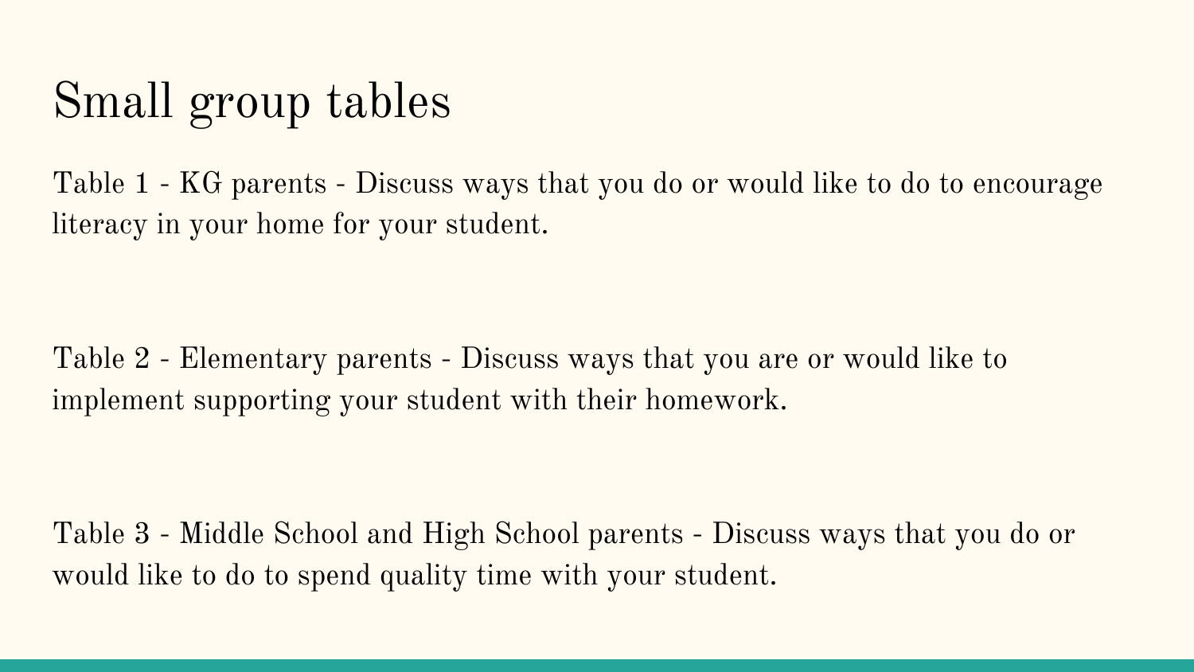# Small group tables

Table 1 - KG parents - Discuss ways that you do or would like to do to encourage literacy in your home for your student.

Table 2 - Elementary parents - Discuss ways that you are or would like to implement supporting your student with their homework.

Table 3 - Middle School and High School parents - Discuss ways that you do or would like to do to spend quality time with your student.